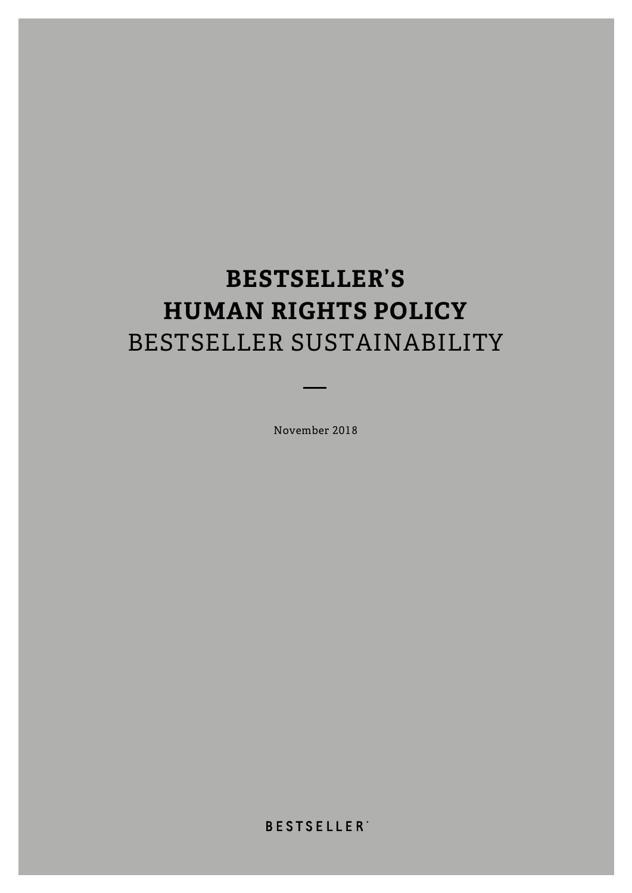# BESTSELLER'S HUMAN RIGHTS POLICY

BESTSELLER SUSTAINABILITY

—

November 2018

BESTSELLER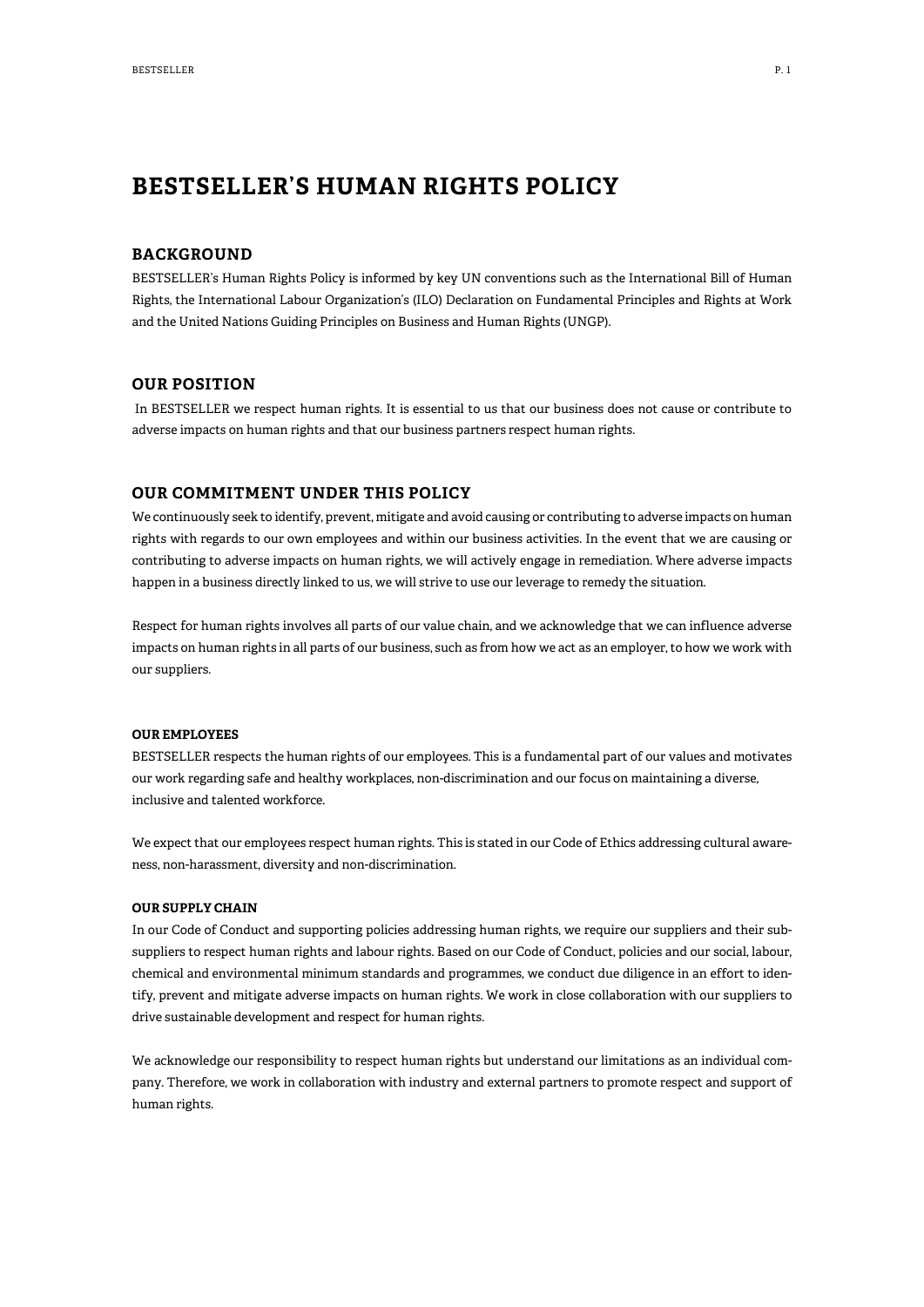# BESTSELLER'S HUMAN RIGHTS POLICY

## BACKGROUND

BESTSELLER's Human Rights Policy is informed by key UN conventions such as the International Bill of Human Rights, the International Labour Organization's (ILO) Declaration on Fundamental Principles and Rights at Work and the United Nations Guiding Principles on Business and Human Rights (UNGP).

## OUR POSITION

In BESTSELLER we respect human rights. It is essential to us that our business does not cause or contribute to adverse impacts on human rights and that our business partners respect human rights.

## OUR COMMITMENT UNDER THIS POLICY

We continuously seek to identify, prevent, mitigate and avoid causing or contributing to adverse impacts on human rights with regards to our own employees and within our business activities. In the event that we are causing or contributing to adverse impacts on human rights, we will actively engage in remediation. Where adverse impacts happen in a business directly linked to us, we will strive to use our leverage to remedy the situation.

Respect for human rights involves all parts of our value chain, and we acknowledge that we can influence adverse impacts on human rights in all parts of our business, such as from how we act as an employer, to how we work with our suppliers.

#### OUR EMPLOYEES

BESTSELLER respects the human rights of our employees. This is a fundamental part of our values and motivates our work regarding safe and healthy workplaces, non-discrimination and our focus on maintaining a diverse, inclusive and talented workforce.

We expect that our employees respect human rights. This is stated in our Code of Ethics addressing cultural awareness, non-harassment, diversity and non-discrimination.

#### OUR SUPPLY CHAIN

In our Code of Conduct and supporting policies addressing human rights, we require our suppliers and their sub-suppliers to respect human rights and labour rights. Based on our Code of Conduct, policies and our social, labour, chemical and environmental minimum standards and programmes, we conduct due diligence in an effort to identify, prevent and mitigate adverse impacts on human rights. We work in close collaboration with our suppliers to drive sustainable development and respect for human rights.

We acknowledge our responsibility to respect human rights but understand our limitations as an individual company. Therefore, we work in collaboration with industry and external partners to promote respect and support of human rights.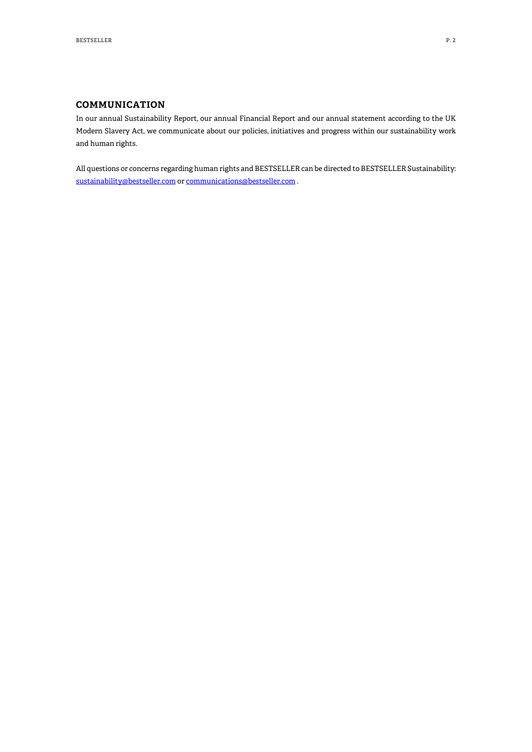## COMMUNICATION

In our annual Sustainability Report, our annual Financial Report and our annual statement according to the UK Modern Slavery Act, we communicate about our policies, initiatives and progress within our sustainability work and human rights.

All questions or concerns regarding human rights and BESTSELLER can be directed to BESTSELLER Sustainability: sustainability@bestseller.com or communications@bestseller.com .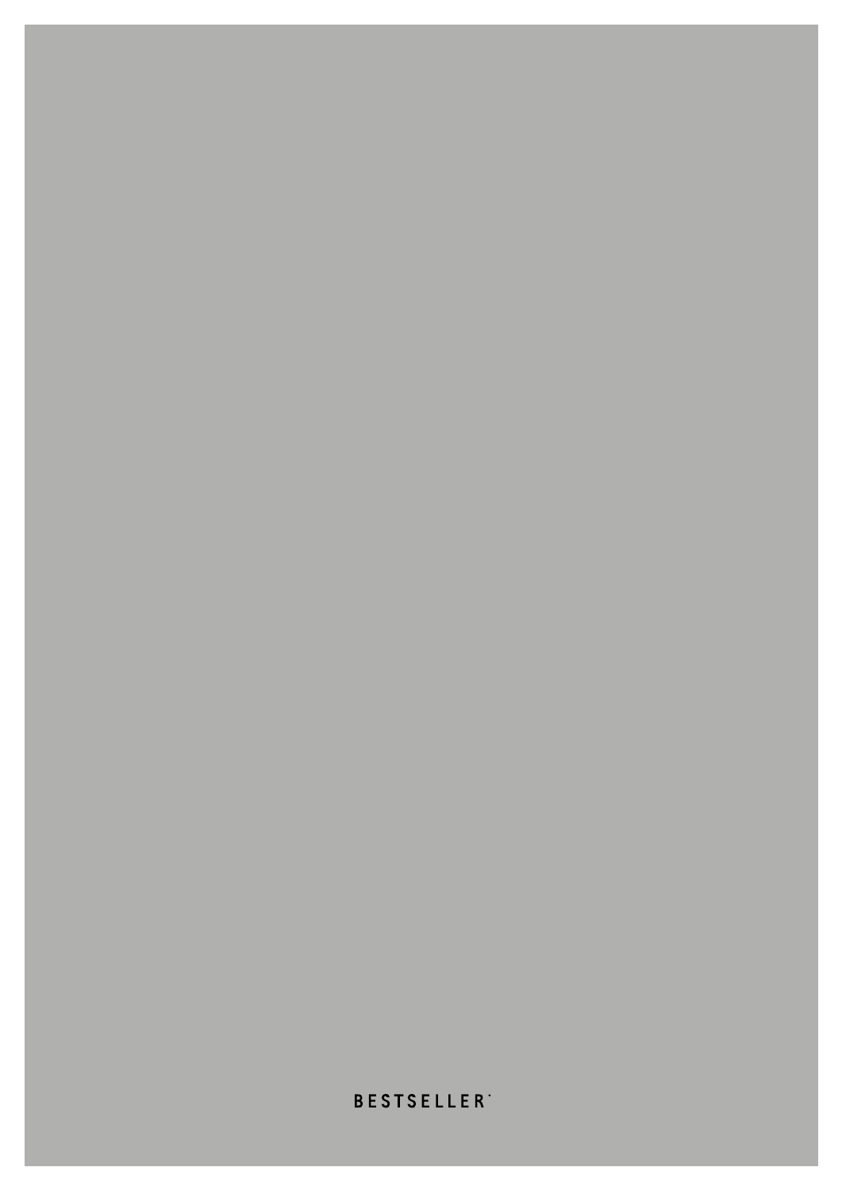BESTSELLER